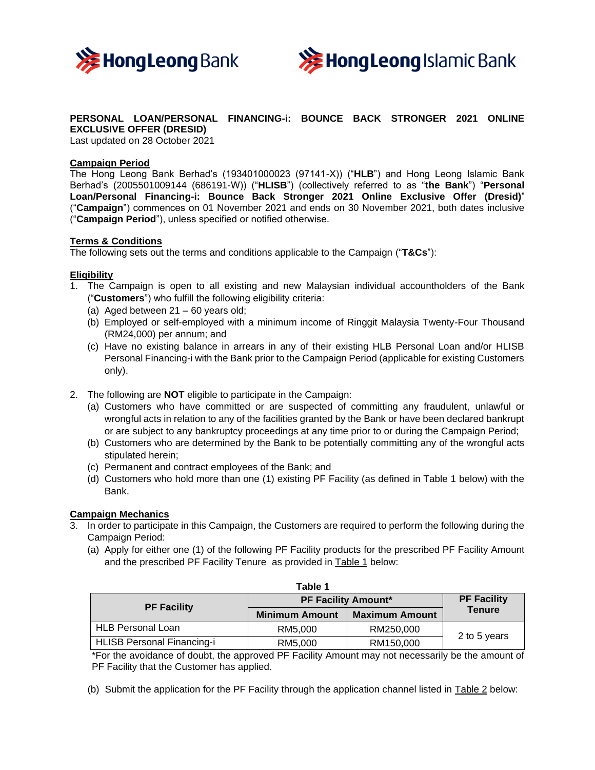# PERSONAL LOAN/PERSONAL FINANCING-i: BOUNCE BACK STRONGER 2021 ONLINE EXCLUSIVE OFFER (DRESID)

Last updated on 28 October 2021

## Campaign Period

The Hong Leong Bank Berhad's (193401000023 (97141-X)) ("**HLB**") and Hong Leong Islamic Bank Berhad's (2005501009144 (686191-W)) ("**HLISB**") (collectively referred to as "**the Bank**") "**Personal Loan/Personal Financing-i: Bounce Back Stronger 2021 Online Exclusive Offer (Dresid)**" ("**Campaign**") commences on 01 November 2021 and ends on 30 November 2021, both dates inclusive ("**Campaign Period**"), unless specified or notified otherwise.

## Terms & Conditions

The following sets out the terms and conditions applicable to the Campaign ("**T&Cs**"):

## Eligibility

1. The Campaign is open to all existing and new Malaysian individual accountholders of the Bank ("**Customers**") who fulfill the following eligibility criteria:
   (a) Aged between 21 – 60 years old;
   (b) Employed or self-employed with a minimum income of Ringgit Malaysia Twenty-Four Thousand (RM24,000) per annum; and
   (c) Have no existing balance in arrears in any of their existing HLB Personal Loan and/or HLISB Personal Financing-i with the Bank prior to the Campaign Period (applicable for existing Customers only).

2. The following are **NOT** eligible to participate in the Campaign:
   (a) Customers who have committed or are suspected of committing any fraudulent, unlawful or wrongful acts in relation to any of the facilities granted by the Bank or have been declared bankrupt or are subject to any bankruptcy proceedings at any time prior to or during the Campaign Period;
   (b) Customers who are determined by the Bank to be potentially committing any of the wrongful acts stipulated herein;
   (c) Permanent and contract employees of the Bank; and
   (d) Customers who hold more than one (1) existing PF Facility (as defined in Table 1 below) with the Bank.

## Campaign Mechanics

3. In order to participate in this Campaign, the Customers are required to perform the following during the Campaign Period:
   (a) Apply for either one (1) of the following PF Facility products for the prescribed PF Facility Amount and the prescribed PF Facility Tenure as provided in Table 1 below:

**Table 1**

| PF Facility | PF Facility Amount* | | PF Facility Tenure |
|---|---|---|---|
| | Minimum Amount | Maximum Amount | |
| HLB Personal Loan | RM5,000 | RM250,000 | 2 to 5 years |
| HLISB Personal Financing-i | RM5,000 | RM150,000 | |

*For the avoidance of doubt, the approved PF Facility Amount may not necessarily be the amount of PF Facility that the Customer has applied.

   (b) Submit the application for the PF Facility through the application channel listed in Table 2 below: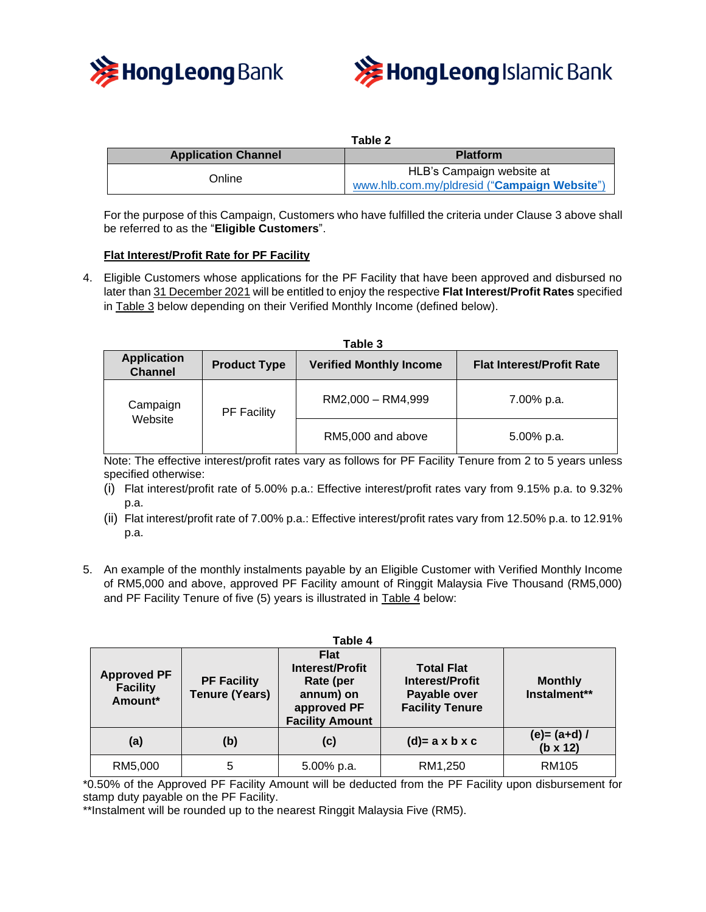**Table 2**

| Application Channel | Platform |
|---|---|
| Online | HLB's Campaign website at www.hlb.com.my/pldresid ("**Campaign Website**") |

For the purpose of this Campaign, Customers who have fulfilled the criteria under Clause 3 above shall be referred to as the "**Eligible Customers**".

**Flat Interest/Profit Rate for PF Facility**

4. Eligible Customers whose applications for the PF Facility that have been approved and disbursed no later than 31 December 2021 will be entitled to enjoy the respective **Flat Interest/Profit Rates** specified in Table 3 below depending on their Verified Monthly Income (defined below).

**Table 3**

| Application Channel | Product Type | Verified Monthly Income | Flat Interest/Profit Rate |
|---|---|---|---|
| Campaign Website | PF Facility | RM2,000 – RM4,999 | 7.00% p.a. |
| | | RM5,000 and above | 5.00% p.a. |

Note: The effective interest/profit rates vary as follows for PF Facility Tenure from 2 to 5 years unless specified otherwise:

(i) Flat interest/profit rate of 5.00% p.a.: Effective interest/profit rates vary from 9.15% p.a. to 9.32% p.a.

(ii) Flat interest/profit rate of 7.00% p.a.: Effective interest/profit rates vary from 12.50% p.a. to 12.91% p.a.

5. An example of the monthly instalments payable by an Eligible Customer with Verified Monthly Income of RM5,000 and above, approved PF Facility amount of Ringgit Malaysia Five Thousand (RM5,000) and PF Facility Tenure of five (5) years is illustrated in Table 4 below:

**Table 4**

| Approved PF Facility Amount* | PF Facility Tenure (Years) | Flat Interest/Profit Rate (per annum) on approved PF Facility Amount | Total Flat Interest/Profit Payable over Facility Tenure | Monthly Instalment** |
|---|---|---|---|---|
| **(a)** | **(b)** | **(c)** | **(d)= a x b x c** | **(e)= (a+d) / (b x 12)** |
| RM5,000 | 5 | 5.00% p.a. | RM1,250 | RM105 |

*0.50% of the Approved PF Facility Amount will be deducted from the PF Facility upon disbursement for stamp duty payable on the PF Facility.

**Instalment will be rounded up to the nearest Ringgit Malaysia Five (RM5).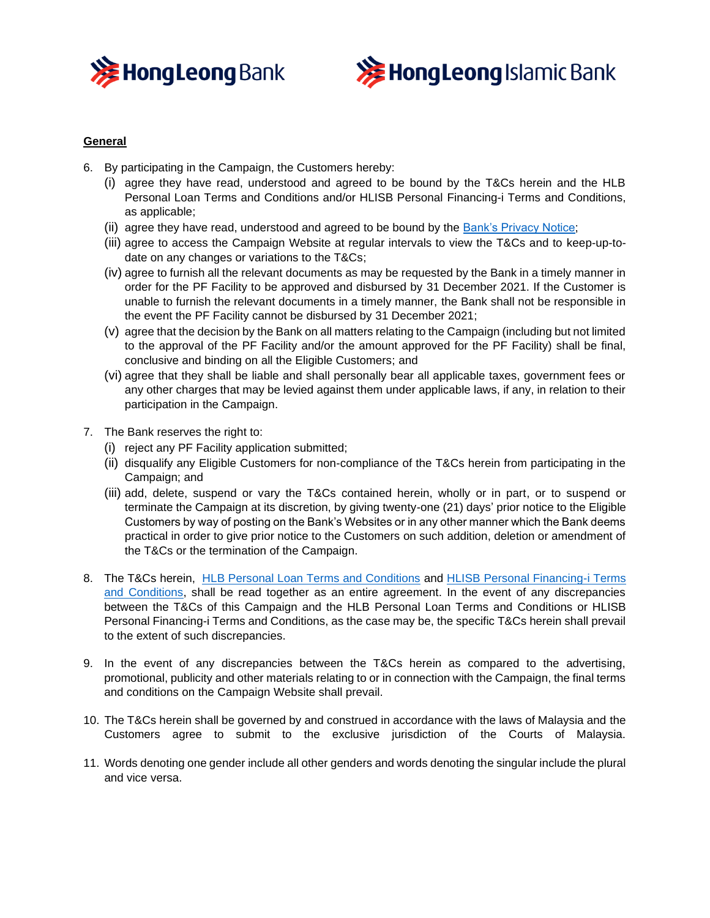**General**

6. By participating in the Campaign, the Customers hereby:
   (i) agree they have read, understood and agreed to be bound by the T&Cs herein and the HLB Personal Loan Terms and Conditions and/or HLISB Personal Financing-i Terms and Conditions, as applicable;
   (ii) agree they have read, understood and agreed to be bound by the Bank's Privacy Notice;
   (iii) agree to access the Campaign Website at regular intervals to view the T&Cs and to keep-up-to-date on any changes or variations to the T&Cs;
   (iv) agree to furnish all the relevant documents as may be requested by the Bank in a timely manner in order for the PF Facility to be approved and disbursed by 31 December 2021. If the Customer is unable to furnish the relevant documents in a timely manner, the Bank shall not be responsible in the event the PF Facility cannot be disbursed by 31 December 2021;
   (v) agree that the decision by the Bank on all matters relating to the Campaign (including but not limited to the approval of the PF Facility and/or the amount approved for the PF Facility) shall be final, conclusive and binding on all the Eligible Customers; and
   (vi) agree that they shall be liable and shall personally bear all applicable taxes, government fees or any other charges that may be levied against them under applicable laws, if any, in relation to their participation in the Campaign.

7. The Bank reserves the right to:
   (i) reject any PF Facility application submitted;
   (ii) disqualify any Eligible Customers for non-compliance of the T&Cs herein from participating in the Campaign; and
   (iii) add, delete, suspend or vary the T&Cs contained herein, wholly or in part, or to suspend or terminate the Campaign at its discretion, by giving twenty-one (21) days' prior notice to the Eligible Customers by way of posting on the Bank's Websites or in any other manner which the Bank deems practical in order to give prior notice to the Customers on such addition, deletion or amendment of the T&Cs or the termination of the Campaign.

8. The T&Cs herein, HLB Personal Loan Terms and Conditions and HLISB Personal Financing-i Terms and Conditions, shall be read together as an entire agreement. In the event of any discrepancies between the T&Cs of this Campaign and the HLB Personal Loan Terms and Conditions or HLISB Personal Financing-i Terms and Conditions, as the case may be, the specific T&Cs herein shall prevail to the extent of such discrepancies.

9. In the event of any discrepancies between the T&Cs herein as compared to the advertising, promotional, publicity and other materials relating to or in connection with the Campaign, the final terms and conditions on the Campaign Website shall prevail.

10. The T&Cs herein shall be governed by and construed in accordance with the laws of Malaysia and the Customers agree to submit to the exclusive jurisdiction of the Courts of Malaysia.

11. Words denoting one gender include all other genders and words denoting the singular include the plural and vice versa.